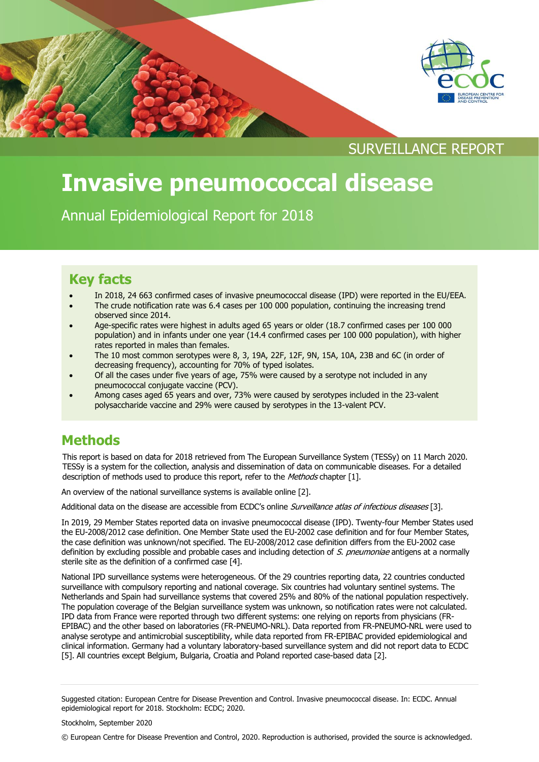SURVEILLANCE REPORT

# Invasive pneumococcal disease

Annual Epidemiological Report for 2018

## Key facts

- In 2018, 24 663 confirmed cases of invasive pneumococcal disease (IPD) were reported in the EU/EEA.
- The crude notification rate was 6.4 cases per 100 000 population, continuing the increasing trend observed since 2014.
- Age-specific rates were highest in adults aged 65 years or older (18.7 confirmed cases per 100 000 population) and in infants under one year (14.4 confirmed cases per 100 000 population), with higher rates reported in males than females.
- The 10 most common serotypes were 8, 3, 19A, 22F, 12F, 9N, 15A, 10A, 23B and 6C (in order of decreasing frequency), accounting for 70% of typed isolates.
- Of all the cases under five years of age, 75% were caused by a serotype not included in any pneumococcal conjugate vaccine (PCV).
- Among cases aged 65 years and over, 73% were caused by serotypes included in the 23-valent polysaccharide vaccine and 29% were caused by serotypes in the 13-valent PCV.

## Methods

This report is based on data for 2018 retrieved from The European Surveillance System (TESSy) on 11 March 2020. TESSy is a system for the collection, analysis and dissemination of data on communicable diseases. For a detailed description of methods used to produce this report, refer to the *Methods* chapter [1].

An overview of the national surveillance systems is available online [2].

Additional data on the disease are accessible from ECDC's online *Surveillance atlas of infectious diseases* [3].

In 2019, 29 Member States reported data on invasive pneumococcal disease (IPD). Twenty-four Member States used the EU-2008/2012 case definition. One Member State used the EU-2002 case definition and for four Member States, the case definition was unknown/not specified. The EU-2008/2012 case definition differs from the EU-2002 case definition by excluding possible and probable cases and including detection of *S. pneumoniae* antigens at a normally sterile site as the definition of a confirmed case [4].

National IPD surveillance systems were heterogeneous. Of the 29 countries reporting data, 22 countries conducted surveillance with compulsory reporting and national coverage. Six countries had voluntary sentinel systems. The Netherlands and Spain had surveillance systems that covered 25% and 80% of the national population respectively. The population coverage of the Belgian surveillance system was unknown, so notification rates were not calculated. IPD data from France were reported through two different systems: one relying on reports from physicians (FR-EPIBAC) and the other based on laboratories (FR-PNEUMO-NRL). Data reported from FR-PNEUMO-NRL were used to analyse serotype and antimicrobial susceptibility, while data reported from FR-EPIBAC provided epidemiological and clinical information. Germany had a voluntary laboratory-based surveillance system and did not report data to ECDC [5]. All countries except Belgium, Bulgaria, Croatia and Poland reported case-based data [2].

Suggested citation: European Centre for Disease Prevention and Control. Invasive pneumococcal disease. In: ECDC. Annual epidemiological report for 2018. Stockholm: ECDC; 2020.

Stockholm, September 2020

© European Centre for Disease Prevention and Control, 2020. Reproduction is authorised, provided the source is acknowledged.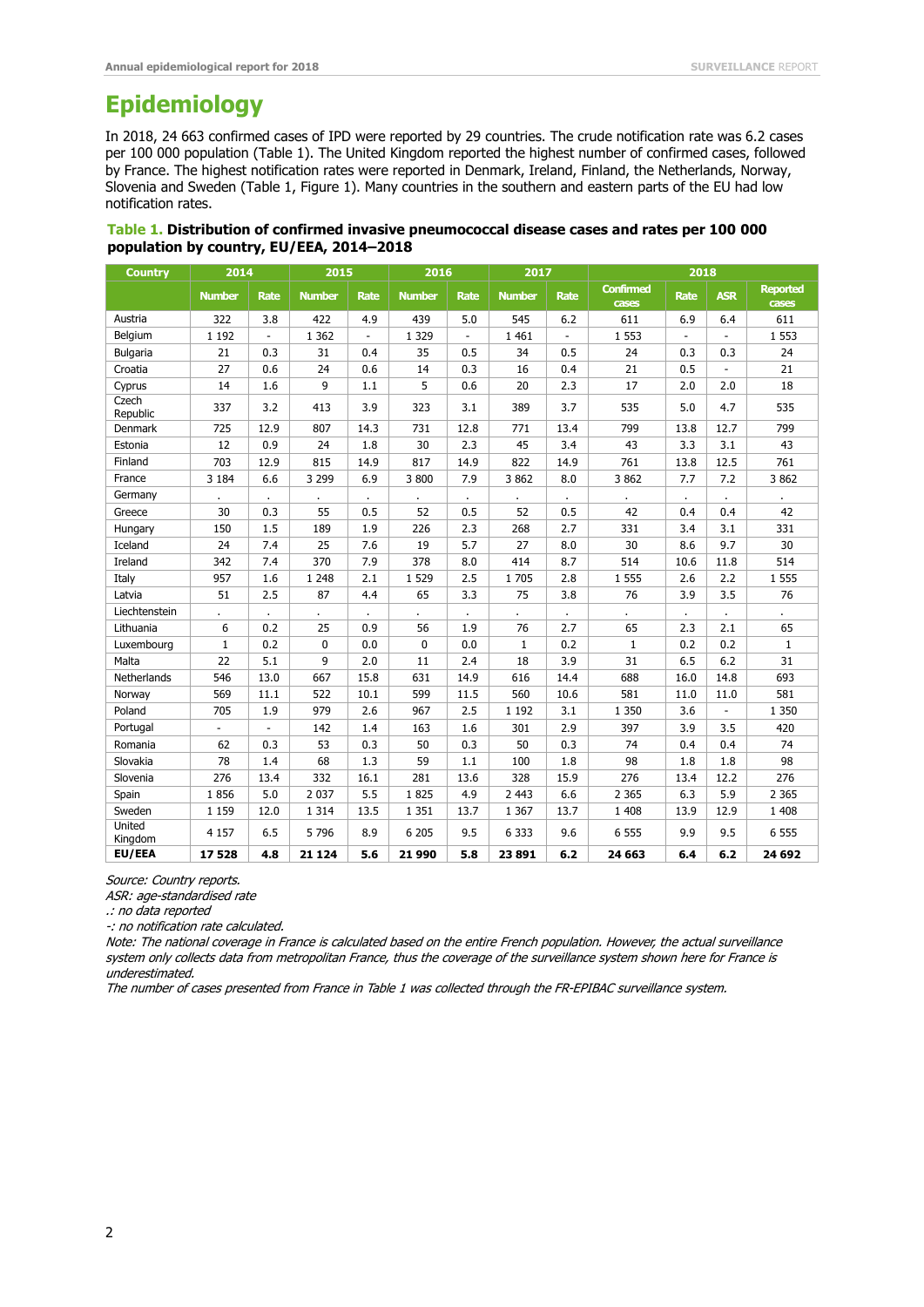# Epidemiology

In 2018, 24 663 confirmed cases of IPD were reported by 29 countries. The crude notification rate was 6.2 cases per 100 000 population (Table 1). The United Kingdom reported the highest number of confirmed cases, followed by France. The highest notification rates were reported in Denmark, Ireland, Finland, the Netherlands, Norway, Slovenia and Sweden (Table 1, Figure 1). Many countries in the southern and eastern parts of the EU had low notification rates.

**Table 1. Distribution of confirmed invasive pneumococcal disease cases and rates per 100 000 population by country, EU/EEA, 2014–2018**

| Country | 2014 | | 2015 | | 2016 | | 2017 | | 2018 | | | |
|---|---|---|---|---|---|---|---|---|---|---|---|---|
| | Number | Rate | Number | Rate | Number | Rate | Number | Rate | Confirmed cases | Rate | ASR | Reported cases |
| Austria | 322 | 3.8 | 422 | 4.9 | 439 | 5.0 | 545 | 6.2 | 611 | 6.9 | 6.4 | 611 |
| Belgium | 1 192 | - | 1 362 | - | 1 329 | - | 1 461 | - | 1 553 | - | - | 1 553 |
| Bulgaria | 21 | 0.3 | 31 | 0.4 | 35 | 0.5 | 34 | 0.5 | 24 | 0.3 | 0.3 | 24 |
| Croatia | 27 | 0.6 | 24 | 0.6 | 14 | 0.3 | 16 | 0.4 | 21 | 0.5 | - | 21 |
| Cyprus | 14 | 1.6 | 9 | 1.1 | 5 | 0.6 | 20 | 2.3 | 17 | 2.0 | 2.0 | 18 |
| Czech Republic | 337 | 3.2 | 413 | 3.9 | 323 | 3.1 | 389 | 3.7 | 535 | 5.0 | 4.7 | 535 |
| Denmark | 725 | 12.9 | 807 | 14.3 | 731 | 12.8 | 771 | 13.4 | 799 | 13.8 | 12.7 | 799 |
| Estonia | 12 | 0.9 | 24 | 1.8 | 30 | 2.3 | 45 | 3.4 | 43 | 3.3 | 3.1 | 43 |
| Finland | 703 | 12.9 | 815 | 14.9 | 817 | 14.9 | 822 | 14.9 | 761 | 13.8 | 12.5 | 761 |
| France | 3 184 | 6.6 | 3 299 | 6.9 | 3 800 | 7.9 | 3 862 | 8.0 | 3 862 | 7.7 | 7.2 | 3 862 |
| Germany | . | . | . | . | . | . | . | . | . | . | . | . |
| Greece | 30 | 0.3 | 55 | 0.5 | 52 | 0.5 | 52 | 0.5 | 42 | 0.4 | 0.4 | 42 |
| Hungary | 150 | 1.5 | 189 | 1.9 | 226 | 2.3 | 268 | 2.7 | 331 | 3.4 | 3.1 | 331 |
| Iceland | 24 | 7.4 | 25 | 7.6 | 19 | 5.7 | 27 | 8.0 | 30 | 8.6 | 9.7 | 30 |
| Ireland | 342 | 7.4 | 370 | 7.9 | 378 | 8.0 | 414 | 8.7 | 514 | 10.6 | 11.8 | 514 |
| Italy | 957 | 1.6 | 1 248 | 2.1 | 1 529 | 2.5 | 1 705 | 2.8 | 1 555 | 2.6 | 2.2 | 1 555 |
| Latvia | 51 | 2.5 | 87 | 4.4 | 65 | 3.3 | 75 | 3.8 | 76 | 3.9 | 3.5 | 76 |
| Liechtenstein | . | . | . | . | . | . | . | . | . | . | . | . |
| Lithuania | 6 | 0.2 | 25 | 0.9 | 56 | 1.9 | 76 | 2.7 | 65 | 2.3 | 2.1 | 65 |
| Luxembourg | 1 | 0.2 | 0 | 0.0 | 0 | 0.0 | 1 | 0.2 | 1 | 0.2 | 0.2 | 1 |
| Malta | 22 | 5.1 | 9 | 2.0 | 11 | 2.4 | 18 | 3.9 | 31 | 6.5 | 6.2 | 31 |
| Netherlands | 546 | 13.0 | 667 | 15.8 | 631 | 14.9 | 616 | 14.4 | 688 | 16.0 | 14.8 | 693 |
| Norway | 569 | 11.1 | 522 | 10.1 | 599 | 11.5 | 560 | 10.6 | 581 | 11.0 | 11.0 | 581 |
| Poland | 705 | 1.9 | 979 | 2.6 | 967 | 2.5 | 1 192 | 3.1 | 1 350 | 3.6 | - | 1 350 |
| Portugal | - | - | 142 | 1.4 | 163 | 1.6 | 301 | 2.9 | 397 | 3.9 | 3.5 | 420 |
| Romania | 62 | 0.3 | 53 | 0.3 | 50 | 0.3 | 50 | 0.3 | 74 | 0.4 | 0.4 | 74 |
| Slovakia | 78 | 1.4 | 68 | 1.3 | 59 | 1.1 | 100 | 1.8 | 98 | 1.8 | 1.8 | 98 |
| Slovenia | 276 | 13.4 | 332 | 16.1 | 281 | 13.6 | 328 | 15.9 | 276 | 13.4 | 12.2 | 276 |
| Spain | 1 856 | 5.0 | 2 037 | 5.5 | 1 825 | 4.9 | 2 443 | 6.6 | 2 365 | 6.3 | 5.9 | 2 365 |
| Sweden | 1 159 | 12.0 | 1 314 | 13.5 | 1 351 | 13.7 | 1 367 | 13.7 | 1 408 | 13.9 | 12.9 | 1 408 |
| United Kingdom | 4 157 | 6.5 | 5 796 | 8.9 | 6 205 | 9.5 | 6 333 | 9.6 | 6 555 | 9.9 | 9.5 | 6 555 |
| **EU/EEA** | **17 528** | **4.8** | **21 124** | **5.6** | **21 990** | **5.8** | **23 891** | **6.2** | **24 663** | **6.4** | **6.2** | **24 692** |

*Source: Country reports.*
*ASR: age-standardised rate*
*.: no data reported*
*-: no notification rate calculated.*
*Note: The national coverage in France is calculated based on the entire French population. However, the actual surveillance system only collects data from metropolitan France, thus the coverage of the surveillance system shown here for France is underestimated.*
*The number of cases presented from France in Table 1 was collected through the FR-EPIBAC surveillance system.*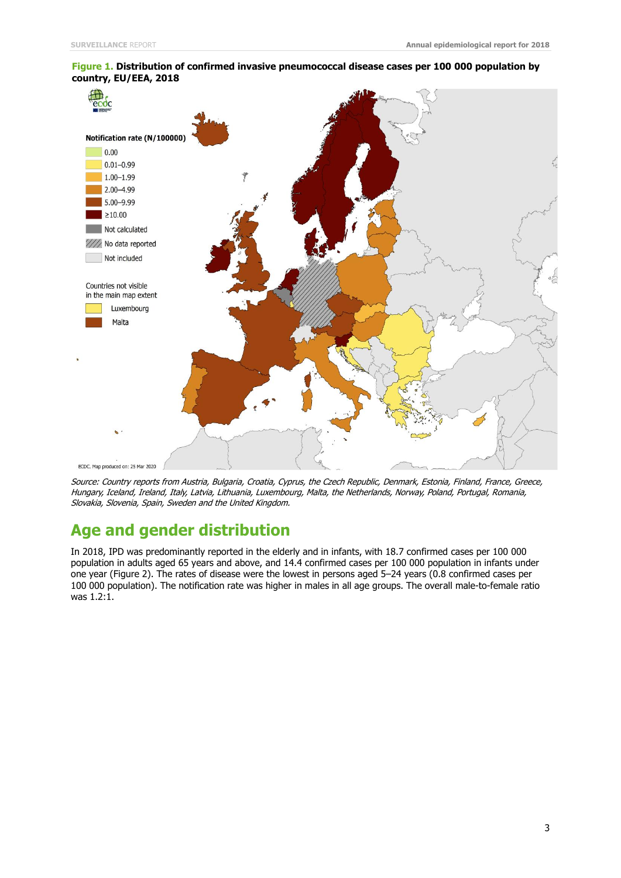**Figure 1. Distribution of confirmed invasive pneumococcal disease cases per 100 000 population by country, EU/EEA, 2018**

*Source: Country reports from Austria, Bulgaria, Croatia, Cyprus, the Czech Republic, Denmark, Estonia, Finland, France, Greece, Hungary, Iceland, Ireland, Italy, Latvia, Lithuania, Luxembourg, Malta, the Netherlands, Norway, Poland, Portugal, Romania, Slovakia, Slovenia, Spain, Sweden and the United Kingdom.*

## Age and gender distribution

In 2018, IPD was predominantly reported in the elderly and in infants, with 18.7 confirmed cases per 100 000 population in adults aged 65 years and above, and 14.4 confirmed cases per 100 000 population in infants under one year (Figure 2). The rates of disease were the lowest in persons aged 5–24 years (0.8 confirmed cases per 100 000 population). The notification rate was higher in males in all age groups. The overall male-to-female ratio was 1.2:1.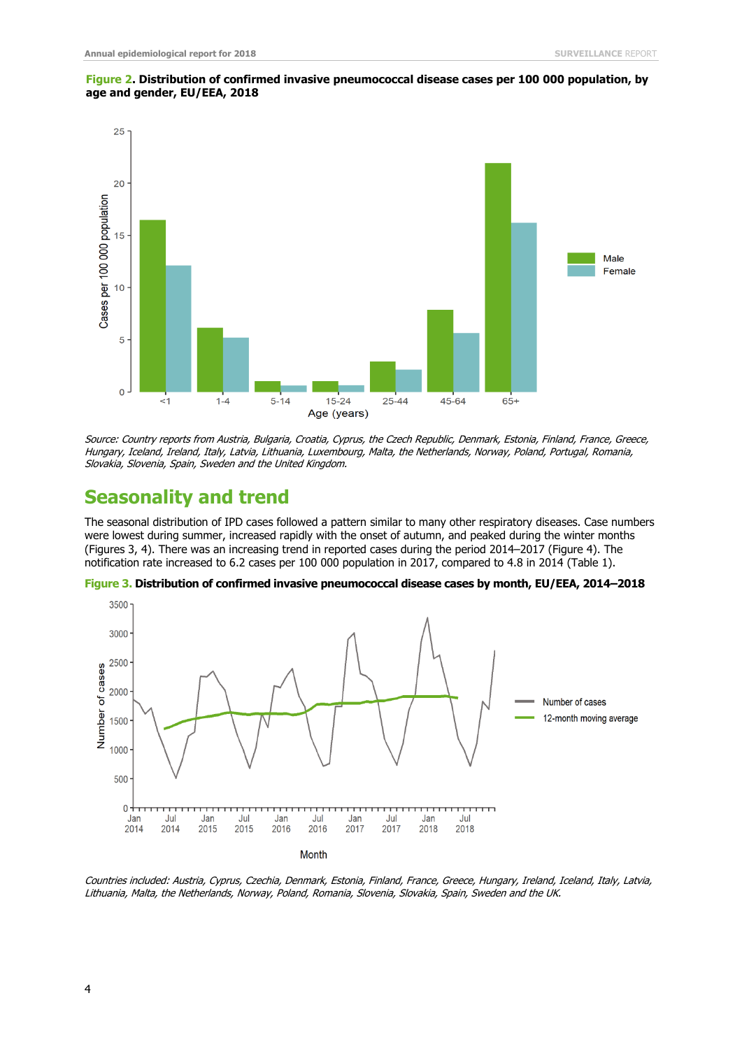**Figure 2. Distribution of confirmed invasive pneumococcal disease cases per 100 000 population, by age and gender, EU/EEA, 2018**

*Source: Country reports from Austria, Bulgaria, Croatia, Cyprus, the Czech Republic, Denmark, Estonia, Finland, France, Greece, Hungary, Iceland, Ireland, Italy, Latvia, Lithuania, Luxembourg, Malta, the Netherlands, Norway, Poland, Portugal, Romania, Slovakia, Slovenia, Spain, Sweden and the United Kingdom.*

## Seasonality and trend

The seasonal distribution of IPD cases followed a pattern similar to many other respiratory diseases. Case numbers were lowest during summer, increased rapidly with the onset of autumn, and peaked during the winter months (Figures 3, 4). There was an increasing trend in reported cases during the period 2014–2017 (Figure 4). The notification rate increased to 6.2 cases per 100 000 population in 2017, compared to 4.8 in 2014 (Table 1).

**Figure 3. Distribution of confirmed invasive pneumococcal disease cases by month, EU/EEA, 2014–2018**

*Countries included: Austria, Cyprus, Czechia, Denmark, Estonia, Finland, France, Greece, Hungary, Ireland, Iceland, Italy, Latvia, Lithuania, Malta, the Netherlands, Norway, Poland, Romania, Slovenia, Slovakia, Spain, Sweden and the UK.*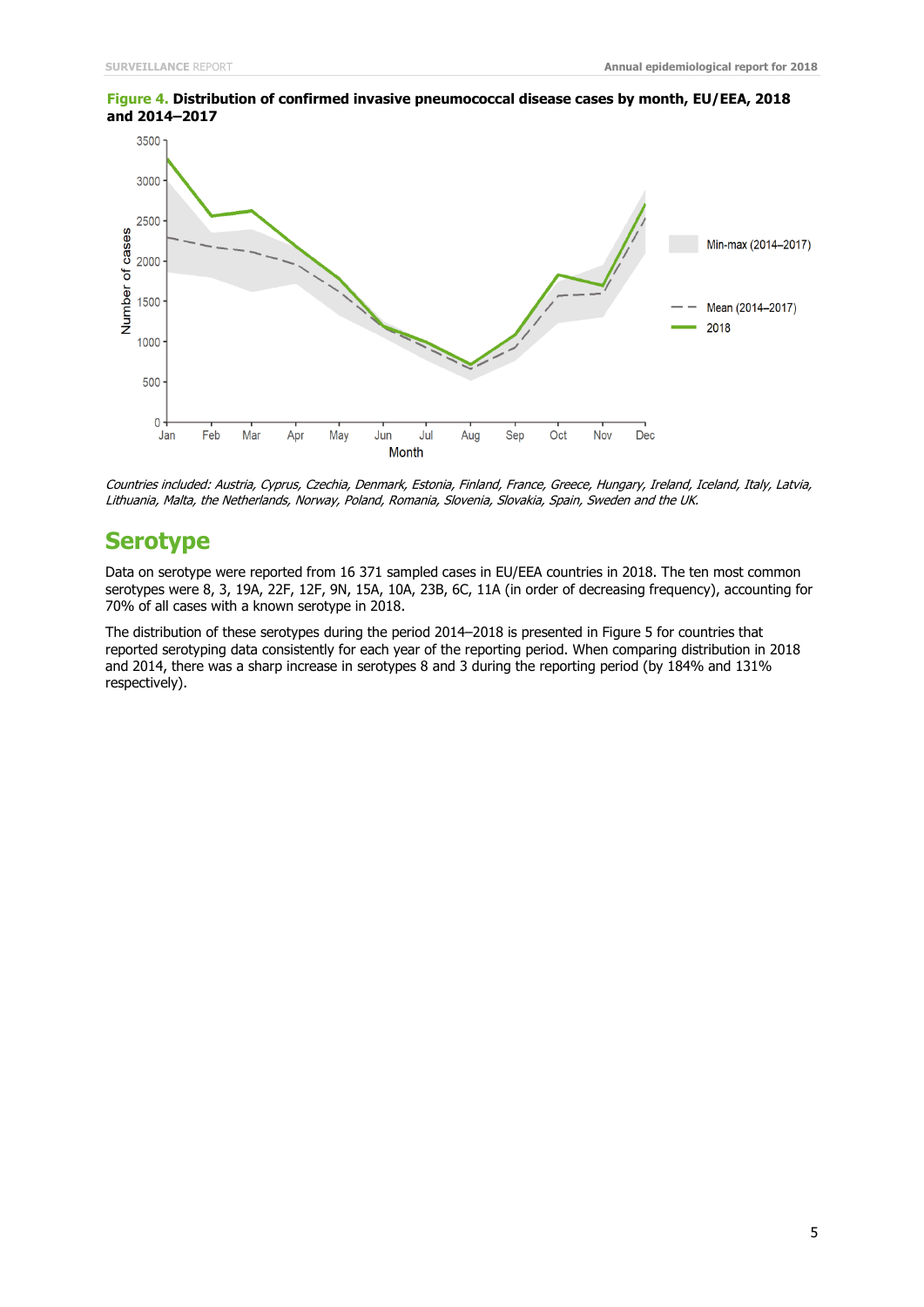**Figure 4.** **Distribution of confirmed invasive pneumococcal disease cases by month, EU/EEA, 2018 and 2014–2017**

*Countries included: Austria, Cyprus, Czechia, Denmark, Estonia, Finland, France, Greece, Hungary, Ireland, Iceland, Italy, Latvia, Lithuania, Malta, the Netherlands, Norway, Poland, Romania, Slovenia, Slovakia, Spain, Sweden and the UK.*

## Serotype

Data on serotype were reported from 16 371 sampled cases in EU/EEA countries in 2018. The ten most common serotypes were 8, 3, 19A, 22F, 12F, 9N, 15A, 10A, 23B, 6C, 11A (in order of decreasing frequency), accounting for 70% of all cases with a known serotype in 2018.

The distribution of these serotypes during the period 2014–2018 is presented in Figure 5 for countries that reported serotyping data consistently for each year of the reporting period. When comparing distribution in 2018 and 2014, there was a sharp increase in serotypes 8 and 3 during the reporting period (by 184% and 131% respectively).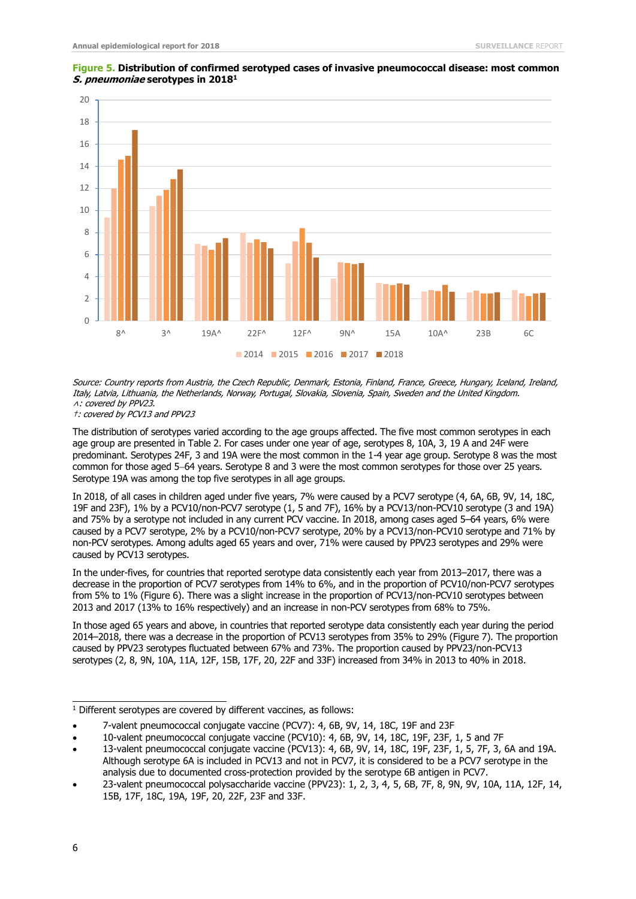**Figure 5. Distribution of confirmed serotyped cases of invasive pneumococcal disease: most common *S. pneumoniae* serotypes in 2018**[1]

*Source: Country reports from Austria, the Czech Republic, Denmark, Estonia, Finland, France, Greece, Hungary, Iceland, Ireland, Italy, Latvia, Lithuania, the Netherlands, Norway, Portugal, Slovakia, Slovenia, Spain, Sweden and the United Kingdom.*
*^: covered by PPV23.*
*†: covered by PCV13 and PPV23*

The distribution of serotypes varied according to the age groups affected. The five most common serotypes in each age group are presented in Table 2. For cases under one year of age, serotypes 8, 10A, 3, 19 A and 24F were predominant. Serotypes 24F, 3 and 19A were the most common in the 1-4 year age group. Serotype 8 was the most common for those aged 5–64 years. Serotype 8 and 3 were the most common serotypes for those over 25 years. Serotype 19A was among the top five serotypes in all age groups.

In 2018, of all cases in children aged under five years, 7% were caused by a PCV7 serotype (4, 6A, 6B, 9V, 14, 18C, 19F and 23F), 1% by a PCV10/non-PCV7 serotype (1, 5 and 7F), 16% by a PCV13/non-PCV10 serotype (3 and 19A) and 75% by a serotype not included in any current PCV vaccine. In 2018, among cases aged 5–64 years, 6% were caused by a PCV7 serotype, 2% by a PCV10/non-PCV7 serotype, 20% by a PCV13/non-PCV10 serotype and 71% by non-PCV serotypes. Among adults aged 65 years and over, 71% were caused by PPV23 serotypes and 29% were caused by PCV13 serotypes.

In the under-fives, for countries that reported serotype data consistently each year from 2013–2017, there was a decrease in the proportion of PCV7 serotypes from 14% to 6%, and in the proportion of PCV10/non-PCV7 serotypes from 5% to 1% (Figure 6). There was a slight increase in the proportion of PCV13/non-PCV10 serotypes between 2013 and 2017 (13% to 16% respectively) and an increase in non-PCV serotypes from 68% to 75%.

In those aged 65 years and above, in countries that reported serotype data consistently each year during the period 2014–2018, there was a decrease in the proportion of PCV13 serotypes from 35% to 29% (Figure 7). The proportion caused by PPV23 serotypes fluctuated between 67% and 73%. The proportion caused by PPV23/non-PCV13 serotypes (2, 8, 9N, 10A, 11A, 12F, 15B, 17F, 20, 22F and 33F) increased from 34% in 2013 to 40% in 2018.

---

[1] Different serotypes are covered by different vaccines, as follows:

- 7-valent pneumococcal conjugate vaccine (PCV7): 4, 6B, 9V, 14, 18C, 19F and 23F
- 10-valent pneumococcal conjugate vaccine (PCV10): 4, 6B, 9V, 14, 18C, 19F, 23F, 1, 5 and 7F
- 13-valent pneumococcal conjugate vaccine (PCV13): 4, 6B, 9V, 14, 18C, 19F, 23F, 1, 5, 7F, 3, 6A and 19A. Although serotype 6A is included in PCV13 and not in PCV7, it is considered to be a PCV7 serotype in the analysis due to documented cross-protection provided by the serotype 6B antigen in PCV7.
- 23-valent pneumococcal polysaccharide vaccine (PPV23): 1, 2, 3, 4, 5, 6B, 7F, 8, 9N, 9V, 10A, 11A, 12F, 14, 15B, 17F, 18C, 19A, 19F, 20, 22F, 23F and 33F.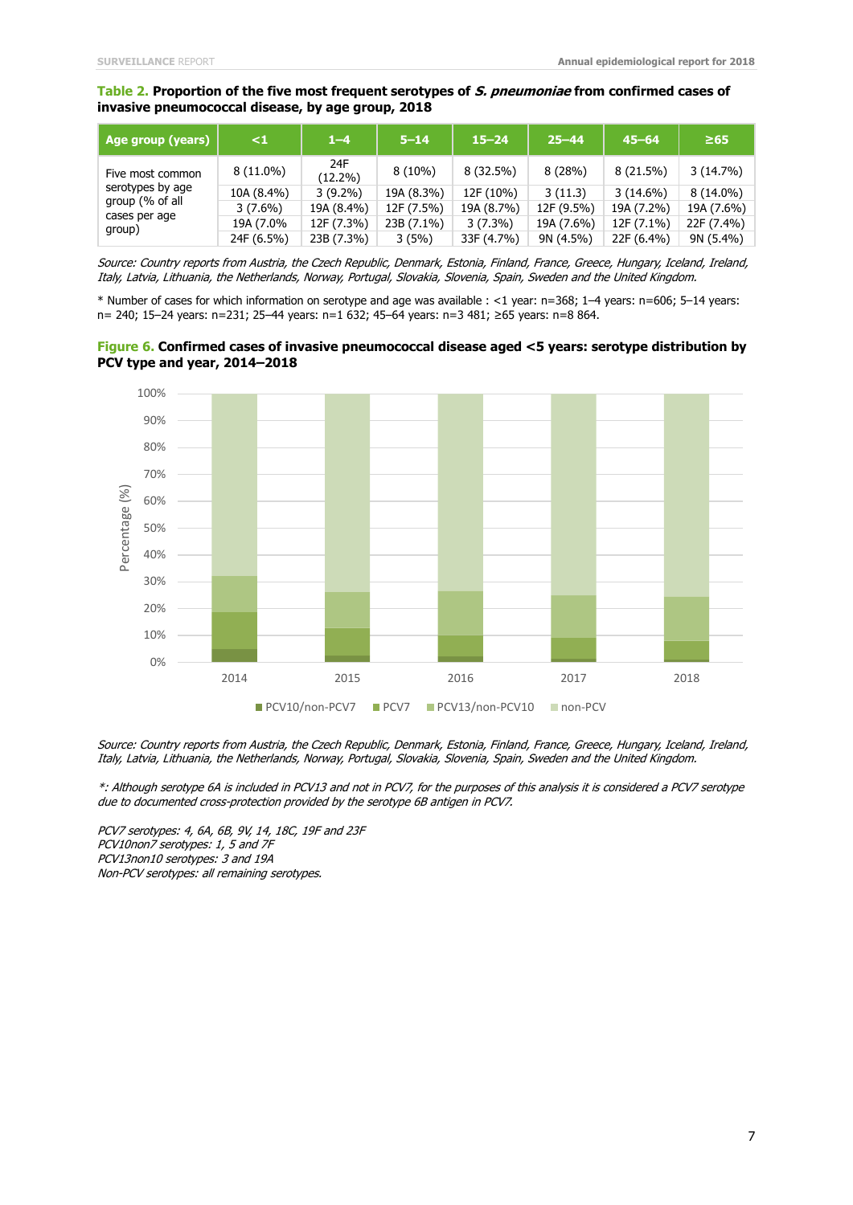**Table 2.** **Proportion of the five most frequent serotypes of *S. pneumoniae* from confirmed cases of invasive pneumococcal disease, by age group, 2018**

| Age group (years) | <1 | 1–4 | 5–14 | 15–24 | 25–44 | 45–64 | ≥65 |
|---|---|---|---|---|---|---|---|
| Five most common serotypes by age group (% of all cases per age group) | 8 (11.0%) | 24F (12.2%) | 8 (10%) | 8 (32.5%) | 8 (28%) | 8 (21.5%) | 3 (14.7%) |
| | 10A (8.4%) | 3 (9.2%) | 19A (8.3%) | 12F (10%) | 3 (11.3) | 3 (14.6%) | 8 (14.0%) |
| | 3 (7.6%) | 19A (8.4%) | 12F (7.5%) | 19A (8.7%) | 12F (9.5%) | 19A (7.2%) | 19A (7.6%) |
| | 19A (7.0% | 12F (7.3%) | 23B (7.1%) | 3 (7.3%) | 19A (7.6%) | 12F (7.1%) | 22F (7.4%) |
| | 24F (6.5%) | 23B (7.3%) | 3 (5%) | 33F (4.7%) | 9N (4.5%) | 22F (6.4%) | 9N (5.4%) |

*Source: Country reports from Austria, the Czech Republic, Denmark, Estonia, Finland, France, Greece, Hungary, Iceland, Ireland, Italy, Latvia, Lithuania, the Netherlands, Norway, Portugal, Slovakia, Slovenia, Spain, Sweden and the United Kingdom.*

* Number of cases for which information on serotype and age was available : <1 year: n=368; 1–4 years: n=606; 5–14 years: n= 240; 15–24 years: n=231; 25–44 years: n=1 632; 45–64 years: n=3 481; ≥65 years: n=8 864.

**Figure 6.** **Confirmed cases of invasive pneumococcal disease aged <5 years: serotype distribution by PCV type and year, 2014–2018**

*Source: Country reports from Austria, the Czech Republic, Denmark, Estonia, Finland, France, Greece, Hungary, Iceland, Ireland, Italy, Latvia, Lithuania, the Netherlands, Norway, Portugal, Slovakia, Slovenia, Spain, Sweden and the United Kingdom.*

*\*: Although serotype 6A is included in PCV13 and not in PCV7, for the purposes of this analysis it is considered a PCV7 serotype due to documented cross-protection provided by the serotype 6B antigen in PCV7.*

*PCV7 serotypes: 4, 6A, 6B, 9V, 14, 18C, 19F and 23F*
*PCV10non7 serotypes: 1, 5 and 7F*
*PCV13non10 serotypes: 3 and 19A*
*Non-PCV serotypes: all remaining serotypes.*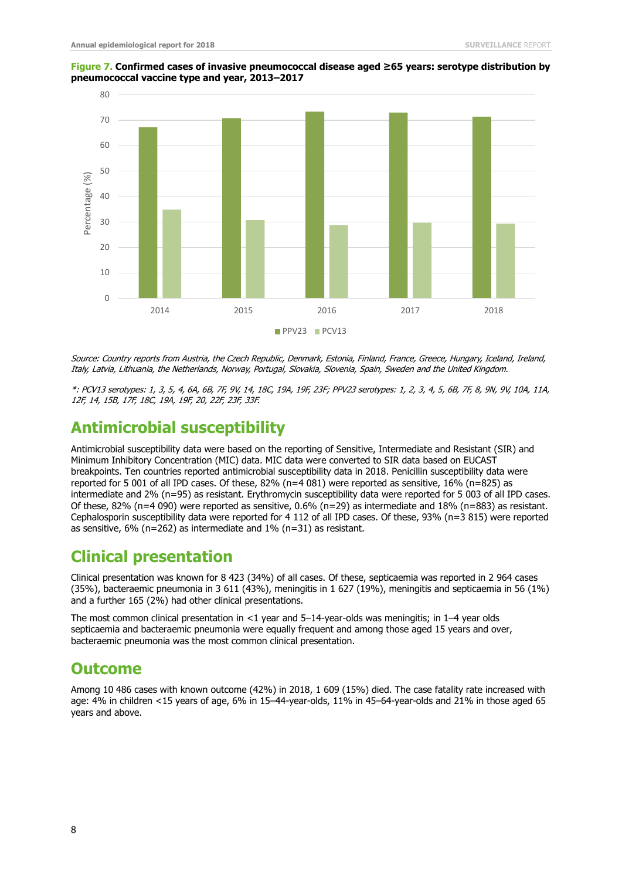**Figure 7. Confirmed cases of invasive pneumococcal disease aged ≥65 years: serotype distribution by pneumococcal vaccine type and year, 2013–2017**

*Source: Country reports from Austria, the Czech Republic, Denmark, Estonia, Finland, France, Greece, Hungary, Iceland, Ireland, Italy, Latvia, Lithuania, the Netherlands, Norway, Portugal, Slovakia, Slovenia, Spain, Sweden and the United Kingdom.*

*\*: PCV13 serotypes: 1, 3, 5, 4, 6A, 6B, 7F, 9V, 14, 18C, 19A, 19F, 23F; PPV23 serotypes: 1, 2, 3, 4, 5, 6B, 7F, 8, 9N, 9V, 10A, 11A, 12F, 14, 15B, 17F, 18C, 19A, 19F, 20, 22F, 23F, 33F.*

## Antimicrobial susceptibility

Antimicrobial susceptibility data were based on the reporting of Sensitive, Intermediate and Resistant (SIR) and Minimum Inhibitory Concentration (MIC) data. MIC data were converted to SIR data based on EUCAST breakpoints. Ten countries reported antimicrobial susceptibility data in 2018. Penicillin susceptibility data were reported for 5 001 of all IPD cases. Of these, 82% (n=4 081) were reported as sensitive, 16% (n=825) as intermediate and 2% (n=95) as resistant. Erythromycin susceptibility data were reported for 5 003 of all IPD cases. Of these, 82% (n=4 090) were reported as sensitive, 0.6% (n=29) as intermediate and 18% (n=883) as resistant. Cephalosporin susceptibility data were reported for 4 112 of all IPD cases. Of these, 93% (n=3 815) were reported as sensitive, 6% (n=262) as intermediate and 1% (n=31) as resistant.

## Clinical presentation

Clinical presentation was known for 8 423 (34%) of all cases. Of these, septicaemia was reported in 2 964 cases (35%), bacteraemic pneumonia in 3 611 (43%), meningitis in 1 627 (19%), meningitis and septicaemia in 56 (1%) and a further 165 (2%) had other clinical presentations.

The most common clinical presentation in <1 year and 5–14-year-olds was meningitis; in 1–4 year olds septicaemia and bacteraemic pneumonia were equally frequent and among those aged 15 years and over, bacteraemic pneumonia was the most common clinical presentation.

## Outcome

Among 10 486 cases with known outcome (42%) in 2018, 1 609 (15%) died. The case fatality rate increased with age: 4% in children <15 years of age, 6% in 15–44-year-olds, 11% in 45–64-year-olds and 21% in those aged 65 years and above.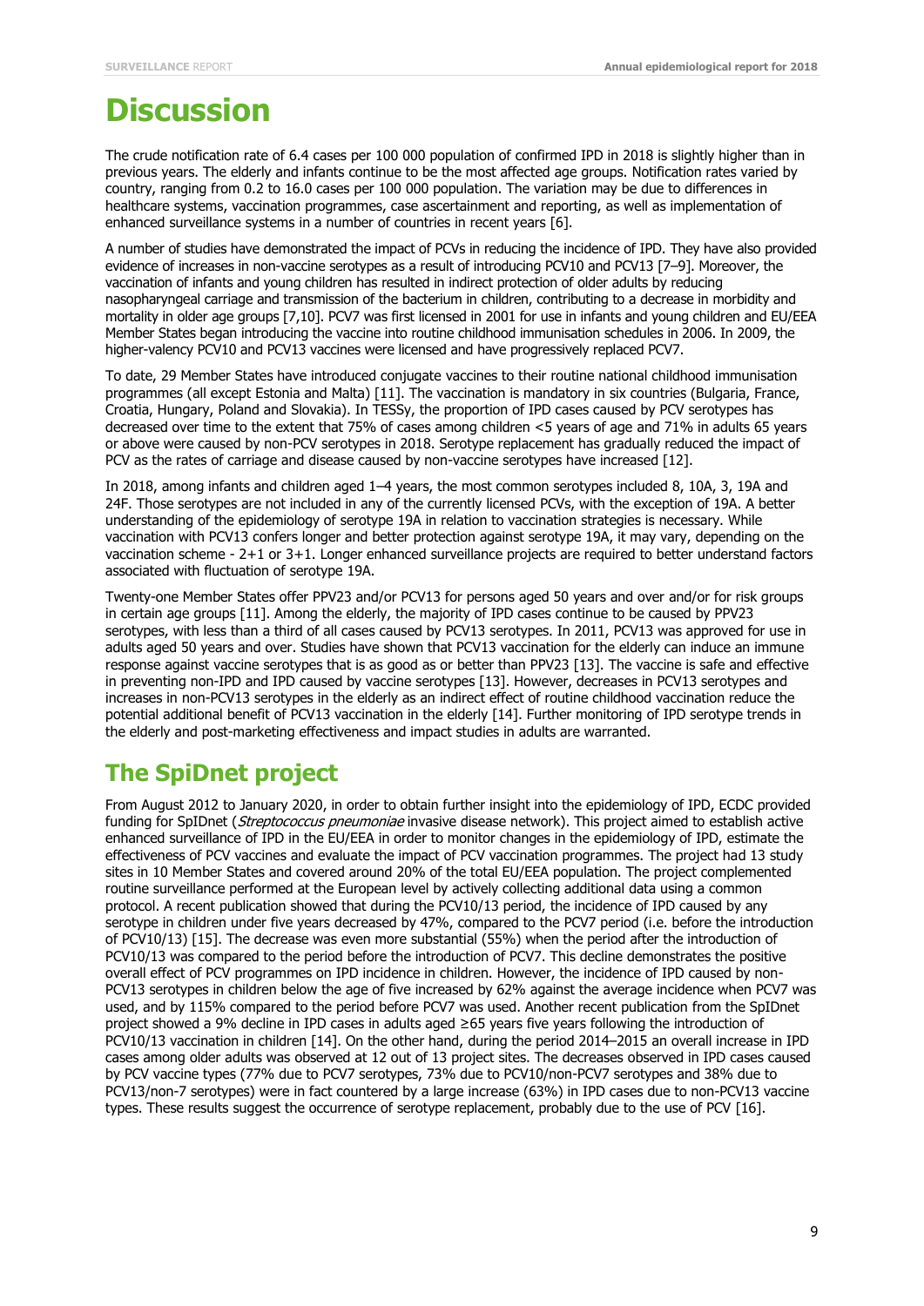# Discussion

The crude notification rate of 6.4 cases per 100 000 population of confirmed IPD in 2018 is slightly higher than in previous years. The elderly and infants continue to be the most affected age groups. Notification rates varied by country, ranging from 0.2 to 16.0 cases per 100 000 population. The variation may be due to differences in healthcare systems, vaccination programmes, case ascertainment and reporting, as well as implementation of enhanced surveillance systems in a number of countries in recent years [6].

A number of studies have demonstrated the impact of PCVs in reducing the incidence of IPD. They have also provided evidence of increases in non-vaccine serotypes as a result of introducing PCV10 and PCV13 [7–9]. Moreover, the vaccination of infants and young children has resulted in indirect protection of older adults by reducing nasopharyngeal carriage and transmission of the bacterium in children, contributing to a decrease in morbidity and mortality in older age groups [7,10]. PCV7 was first licensed in 2001 for use in infants and young children and EU/EEA Member States began introducing the vaccine into routine childhood immunisation schedules in 2006. In 2009, the higher-valency PCV10 and PCV13 vaccines were licensed and have progressively replaced PCV7.

To date, 29 Member States have introduced conjugate vaccines to their routine national childhood immunisation programmes (all except Estonia and Malta) [11]. The vaccination is mandatory in six countries (Bulgaria, France, Croatia, Hungary, Poland and Slovakia). In TESSy, the proportion of IPD cases caused by PCV serotypes has decreased over time to the extent that 75% of cases among children <5 years of age and 71% in adults 65 years or above were caused by non-PCV serotypes in 2018. Serotype replacement has gradually reduced the impact of PCV as the rates of carriage and disease caused by non-vaccine serotypes have increased [12].

In 2018, among infants and children aged 1–4 years, the most common serotypes included 8, 10A, 3, 19A and 24F. Those serotypes are not included in any of the currently licensed PCVs, with the exception of 19A. A better understanding of the epidemiology of serotype 19A in relation to vaccination strategies is necessary. While vaccination with PCV13 confers longer and better protection against serotype 19A, it may vary, depending on the vaccination scheme - 2+1 or 3+1. Longer enhanced surveillance projects are required to better understand factors associated with fluctuation of serotype 19A.

Twenty-one Member States offer PPV23 and/or PCV13 for persons aged 50 years and over and/or for risk groups in certain age groups [11]. Among the elderly, the majority of IPD cases continue to be caused by PPV23 serotypes, with less than a third of all cases caused by PCV13 serotypes. In 2011, PCV13 was approved for use in adults aged 50 years and over. Studies have shown that PCV13 vaccination for the elderly can induce an immune response against vaccine serotypes that is as good as or better than PPV23 [13]. The vaccine is safe and effective in preventing non-IPD and IPD caused by vaccine serotypes [13]. However, decreases in PCV13 serotypes and increases in non-PCV13 serotypes in the elderly as an indirect effect of routine childhood vaccination reduce the potential additional benefit of PCV13 vaccination in the elderly [14]. Further monitoring of IPD serotype trends in the elderly and post-marketing effectiveness and impact studies in adults are warranted.

## The SpiDnet project

From August 2012 to January 2020, in order to obtain further insight into the epidemiology of IPD, ECDC provided funding for SpIDnet (*Streptococcus pneumoniae* invasive disease network). This project aimed to establish active enhanced surveillance of IPD in the EU/EEA in order to monitor changes in the epidemiology of IPD, estimate the effectiveness of PCV vaccines and evaluate the impact of PCV vaccination programmes. The project had 13 study sites in 10 Member States and covered around 20% of the total EU/EEA population. The project complemented routine surveillance performed at the European level by actively collecting additional data using a common protocol. A recent publication showed that during the PCV10/13 period, the incidence of IPD caused by any serotype in children under five years decreased by 47%, compared to the PCV7 period (i.e. before the introduction of PCV10/13) [15]. The decrease was even more substantial (55%) when the period after the introduction of PCV10/13 was compared to the period before the introduction of PCV7. This decline demonstrates the positive overall effect of PCV programmes on IPD incidence in children. However, the incidence of IPD caused by non-PCV13 serotypes in children below the age of five increased by 62% against the average incidence when PCV7 was used, and by 115% compared to the period before PCV7 was used. Another recent publication from the SpIDnet project showed a 9% decline in IPD cases in adults aged ≥65 years five years following the introduction of PCV10/13 vaccination in children [14]. On the other hand, during the period 2014–2015 an overall increase in IPD cases among older adults was observed at 12 out of 13 project sites. The decreases observed in IPD cases caused by PCV vaccine types (77% due to PCV7 serotypes, 73% due to PCV10/non-PCV7 serotypes and 38% due to PCV13/non-7 serotypes) were in fact countered by a large increase (63%) in IPD cases due to non-PCV13 vaccine types. These results suggest the occurrence of serotype replacement, probably due to the use of PCV [16].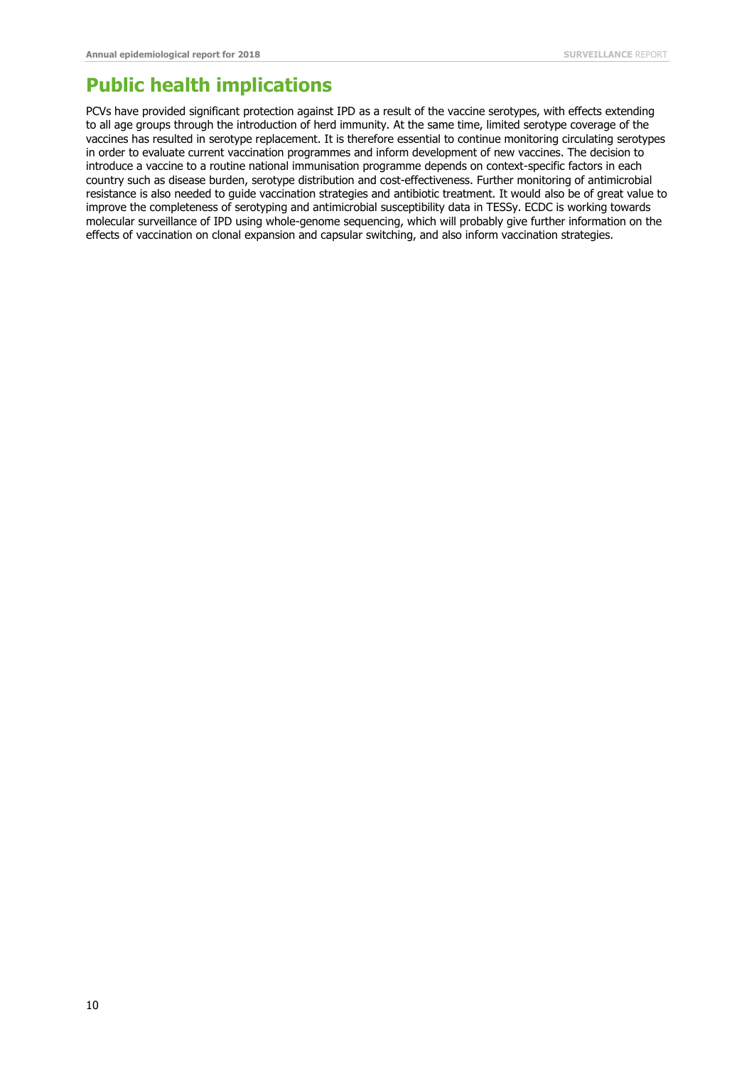# Public health implications

PCVs have provided significant protection against IPD as a result of the vaccine serotypes, with effects extending to all age groups through the introduction of herd immunity. At the same time, limited serotype coverage of the vaccines has resulted in serotype replacement. It is therefore essential to continue monitoring circulating serotypes in order to evaluate current vaccination programmes and inform development of new vaccines. The decision to introduce a vaccine to a routine national immunisation programme depends on context-specific factors in each country such as disease burden, serotype distribution and cost-effectiveness. Further monitoring of antimicrobial resistance is also needed to guide vaccination strategies and antibiotic treatment. It would also be of great value to improve the completeness of serotyping and antimicrobial susceptibility data in TESSy. ECDC is working towards molecular surveillance of IPD using whole-genome sequencing, which will probably give further information on the effects of vaccination on clonal expansion and capsular switching, and also inform vaccination strategies.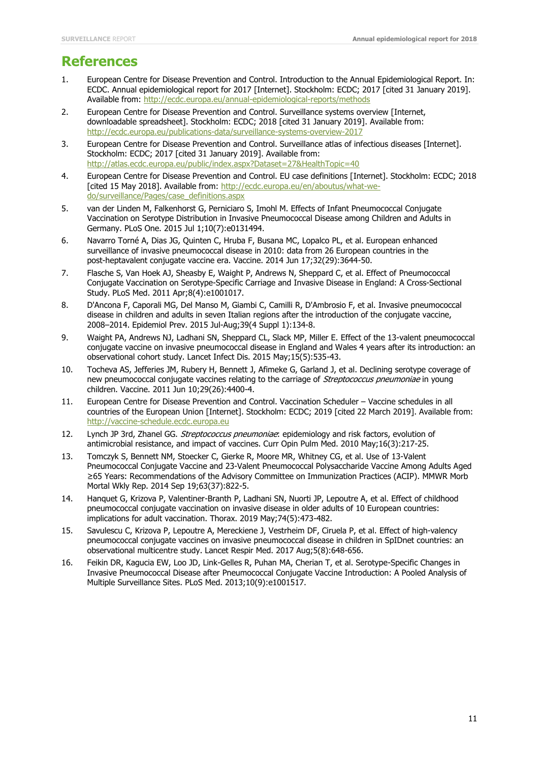# References

1. European Centre for Disease Prevention and Control. Introduction to the Annual Epidemiological Report. In: ECDC. Annual epidemiological report for 2017 [Internet]. Stockholm: ECDC; 2017 [cited 31 January 2019]. Available from: http://ecdc.europa.eu/annual-epidemiological-reports/methods
2. European Centre for Disease Prevention and Control. Surveillance systems overview [Internet, downloadable spreadsheet]. Stockholm: ECDC; 2018 [cited 31 January 2019]. Available from: http://ecdc.europa.eu/publications-data/surveillance-systems-overview-2017
3. European Centre for Disease Prevention and Control. Surveillance atlas of infectious diseases [Internet]. Stockholm: ECDC; 2017 [cited 31 January 2019]. Available from: http://atlas.ecdc.europa.eu/public/index.aspx?Dataset=27&HealthTopic=40
4. European Centre for Disease Prevention and Control. EU case definitions [Internet]. Stockholm: ECDC; 2018 [cited 15 May 2018]. Available from: http://ecdc.europa.eu/en/aboutus/what-we-do/surveillance/Pages/case_definitions.aspx
5. van der Linden M, Falkenhorst G, Perniciaro S, Imohl M. Effects of Infant Pneumococcal Conjugate Vaccination on Serotype Distribution in Invasive Pneumococcal Disease among Children and Adults in Germany. PLoS One. 2015 Jul 1;10(7):e0131494.
6. Navarro Torné A, Dias JG, Quinten C, Hruba F, Busana MC, Lopalco PL, et al. European enhanced surveillance of invasive pneumococcal disease in 2010: data from 26 European countries in the post-heptavalent conjugate vaccine era. Vaccine. 2014 Jun 17;32(29):3644-50.
7. Flasche S, Van Hoek AJ, Sheasby E, Waight P, Andrews N, Sheppard C, et al. Effect of Pneumococcal Conjugate Vaccination on Serotype-Specific Carriage and Invasive Disease in England: A Cross-Sectional Study. PLoS Med. 2011 Apr;8(4):e1001017.
8. D'Ancona F, Caporali MG, Del Manso M, Giambi C, Camilli R, D'Ambrosio F, et al. Invasive pneumococcal disease in children and adults in seven Italian regions after the introduction of the conjugate vaccine, 2008–2014. Epidemiol Prev. 2015 Jul-Aug;39(4 Suppl 1):134-8.
9. Waight PA, Andrews NJ, Ladhani SN, Sheppard CL, Slack MP, Miller E. Effect of the 13-valent pneumococcal conjugate vaccine on invasive pneumococcal disease in England and Wales 4 years after its introduction: an observational cohort study. Lancet Infect Dis. 2015 May;15(5):535-43.
10. Tocheva AS, Jefferies JM, Rubery H, Bennett J, Afimeke G, Garland J, et al. Declining serotype coverage of new pneumococcal conjugate vaccines relating to the carriage of *Streptococcus pneumoniae* in young children. Vaccine. 2011 Jun 10;29(26):4400-4.
11. European Centre for Disease Prevention and Control. Vaccination Scheduler – Vaccine schedules in all countries of the European Union [Internet]. Stockholm: ECDC; 2019 [cited 22 March 2019]. Available from: http://vaccine-schedule.ecdc.europa.eu
12. Lynch JP 3rd, Zhanel GG. *Streptococcus pneumoniae*: epidemiology and risk factors, evolution of antimicrobial resistance, and impact of vaccines. Curr Opin Pulm Med. 2010 May;16(3):217-25.
13. Tomczyk S, Bennett NM, Stoecker C, Gierke R, Moore MR, Whitney CG, et al. Use of 13-Valent Pneumococcal Conjugate Vaccine and 23-Valent Pneumococcal Polysaccharide Vaccine Among Adults Aged ≥65 Years: Recommendations of the Advisory Committee on Immunization Practices (ACIP). MMWR Morb Mortal Wkly Rep. 2014 Sep 19;63(37):822-5.
14. Hanquet G, Krizova P, Valentiner-Branth P, Ladhani SN, Nuorti JP, Lepoutre A, et al. Effect of childhood pneumococcal conjugate vaccination on invasive disease in older adults of 10 European countries: implications for adult vaccination. Thorax. 2019 May;74(5):473-482.
15. Savulescu C, Krizova P, Lepoutre A, Mereckiene J, Vestrheim DF, Ciruela P, et al. Effect of high-valency pneumococcal conjugate vaccines on invasive pneumococcal disease in children in SpIDnet countries: an observational multicentre study. Lancet Respir Med. 2017 Aug;5(8):648-656.
16. Feikin DR, Kagucia EW, Loo JD, Link-Gelles R, Puhan MA, Cherian T, et al. Serotype-Specific Changes in Invasive Pneumococcal Disease after Pneumococcal Conjugate Vaccine Introduction: A Pooled Analysis of Multiple Surveillance Sites. PLoS Med. 2013;10(9):e1001517.